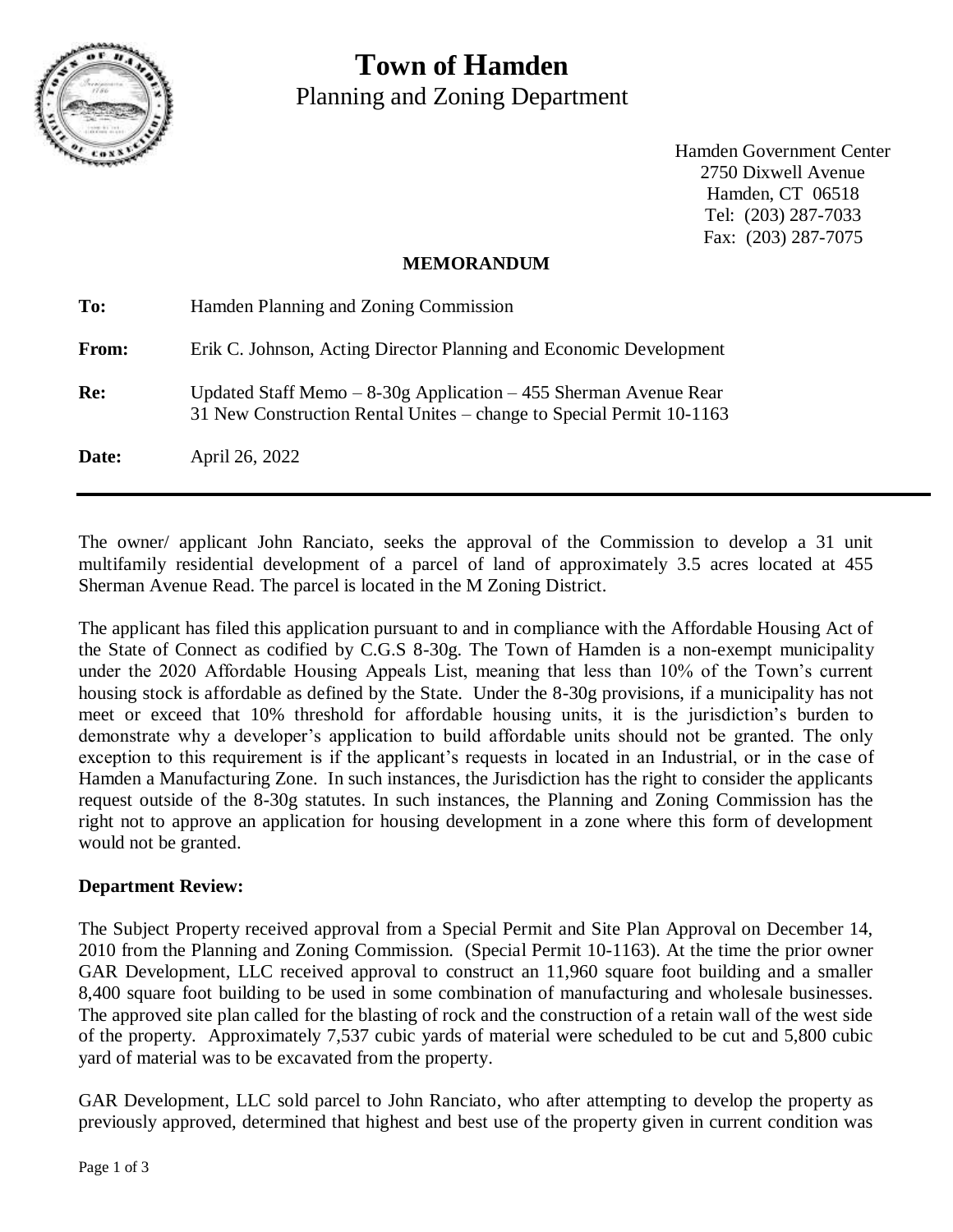# Town of Hamden

Planning and Zoning Department

Hamden Government Center
2750 Dixwell Avenue
Hamden, CT 06518
Tel: (203) 287-7033
Fax: (203) 287-7075

## MEMORANDUM

**To:** Hamden Planning and Zoning Commission

**From:** Erik C. Johnson, Acting Director Planning and Economic Development

**Re:** Updated Staff Memo – 8-30g Application – 455 Sherman Avenue Rear
31 New Construction Rental Unites – change to Special Permit 10-1163

**Date:** April 26, 2022

---

The owner/ applicant John Ranciato, seeks the approval of the Commission to develop a 31 unit multifamily residential development of a parcel of land of approximately 3.5 acres located at 455 Sherman Avenue Read. The parcel is located in the M Zoning District.

The applicant has filed this application pursuant to and in compliance with the Affordable Housing Act of the State of Connect as codified by C.G.S 8-30g. The Town of Hamden is a non-exempt municipality under the 2020 Affordable Housing Appeals List, meaning that less than 10% of the Town's current housing stock is affordable as defined by the State. Under the 8-30g provisions, if a municipality has not meet or exceed that 10% threshold for affordable housing units, it is the jurisdiction's burden to demonstrate why a developer's application to build affordable units should not be granted. The only exception to this requirement is if the applicant's requests in located in an Industrial, or in the case of Hamden a Manufacturing Zone. In such instances, the Jurisdiction has the right to consider the applicants request outside of the 8-30g statutes. In such instances, the Planning and Zoning Commission has the right not to approve an application for housing development in a zone where this form of development would not be granted.

**Department Review:**

The Subject Property received approval from a Special Permit and Site Plan Approval on December 14, 2010 from the Planning and Zoning Commission. (Special Permit 10-1163). At the time the prior owner GAR Development, LLC received approval to construct an 11,960 square foot building and a smaller 8,400 square foot building to be used in some combination of manufacturing and wholesale businesses. The approved site plan called for the blasting of rock and the construction of a retain wall of the west side of the property. Approximately 7,537 cubic yards of material were scheduled to be cut and 5,800 cubic yard of material was to be excavated from the property.

GAR Development, LLC sold parcel to John Ranciato, who after attempting to develop the property as previously approved, determined that highest and best use of the property given in current condition was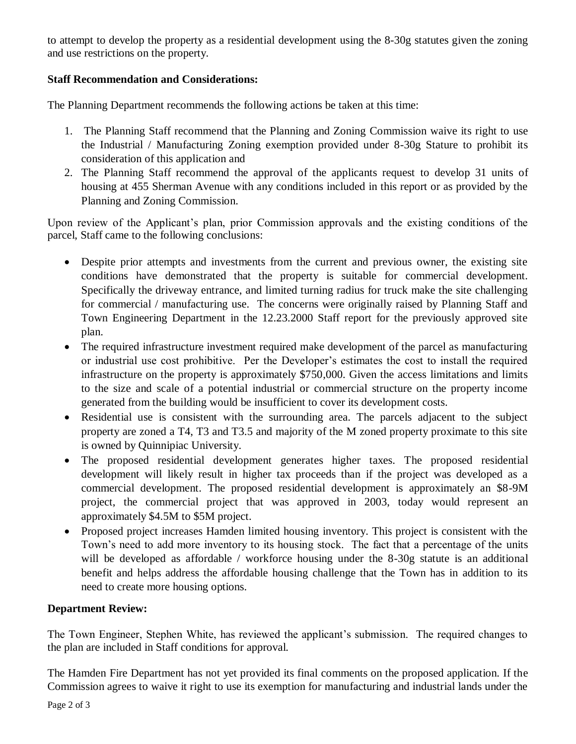to attempt to develop the property as a residential development using the 8-30g statutes given the zoning and use restrictions on the property.

**Staff Recommendation and Considerations:**

The Planning Department recommends the following actions be taken at this time:

1. The Planning Staff recommend that the Planning and Zoning Commission waive its right to use the Industrial / Manufacturing Zoning exemption provided under 8-30g Stature to prohibit its consideration of this application and
2. The Planning Staff recommend the approval of the applicants request to develop 31 units of housing at 455 Sherman Avenue with any conditions included in this report or as provided by the Planning and Zoning Commission.

Upon review of the Applicant's plan, prior Commission approvals and the existing conditions of the parcel, Staff came to the following conclusions:

- Despite prior attempts and investments from the current and previous owner, the existing site conditions have demonstrated that the property is suitable for commercial development. Specifically the driveway entrance, and limited turning radius for truck make the site challenging for commercial / manufacturing use. The concerns were originally raised by Planning Staff and Town Engineering Department in the 12.23.2000 Staff report for the previously approved site plan.
- The required infrastructure investment required make development of the parcel as manufacturing or industrial use cost prohibitive. Per the Developer's estimates the cost to install the required infrastructure on the property is approximately $750,000. Given the access limitations and limits to the size and scale of a potential industrial or commercial structure on the property income generated from the building would be insufficient to cover its development costs.
- Residential use is consistent with the surrounding area. The parcels adjacent to the subject property are zoned a T4, T3 and T3.5 and majority of the M zoned property proximate to this site is owned by Quinnipiac University.
- The proposed residential development generates higher taxes. The proposed residential development will likely result in higher tax proceeds than if the project was developed as a commercial development. The proposed residential development is approximately an $8-9M project, the commercial project that was approved in 2003, today would represent an approximately $4.5M to $5M project.
- Proposed project increases Hamden limited housing inventory. This project is consistent with the Town's need to add more inventory to its housing stock. The fact that a percentage of the units will be developed as affordable / workforce housing under the 8-30g statute is an additional benefit and helps address the affordable housing challenge that the Town has in addition to its need to create more housing options.

**Department Review:**

The Town Engineer, Stephen White, has reviewed the applicant's submission. The required changes to the plan are included in Staff conditions for approval.

The Hamden Fire Department has not yet provided its final comments on the proposed application. If the Commission agrees to waive it right to use its exemption for manufacturing and industrial lands under the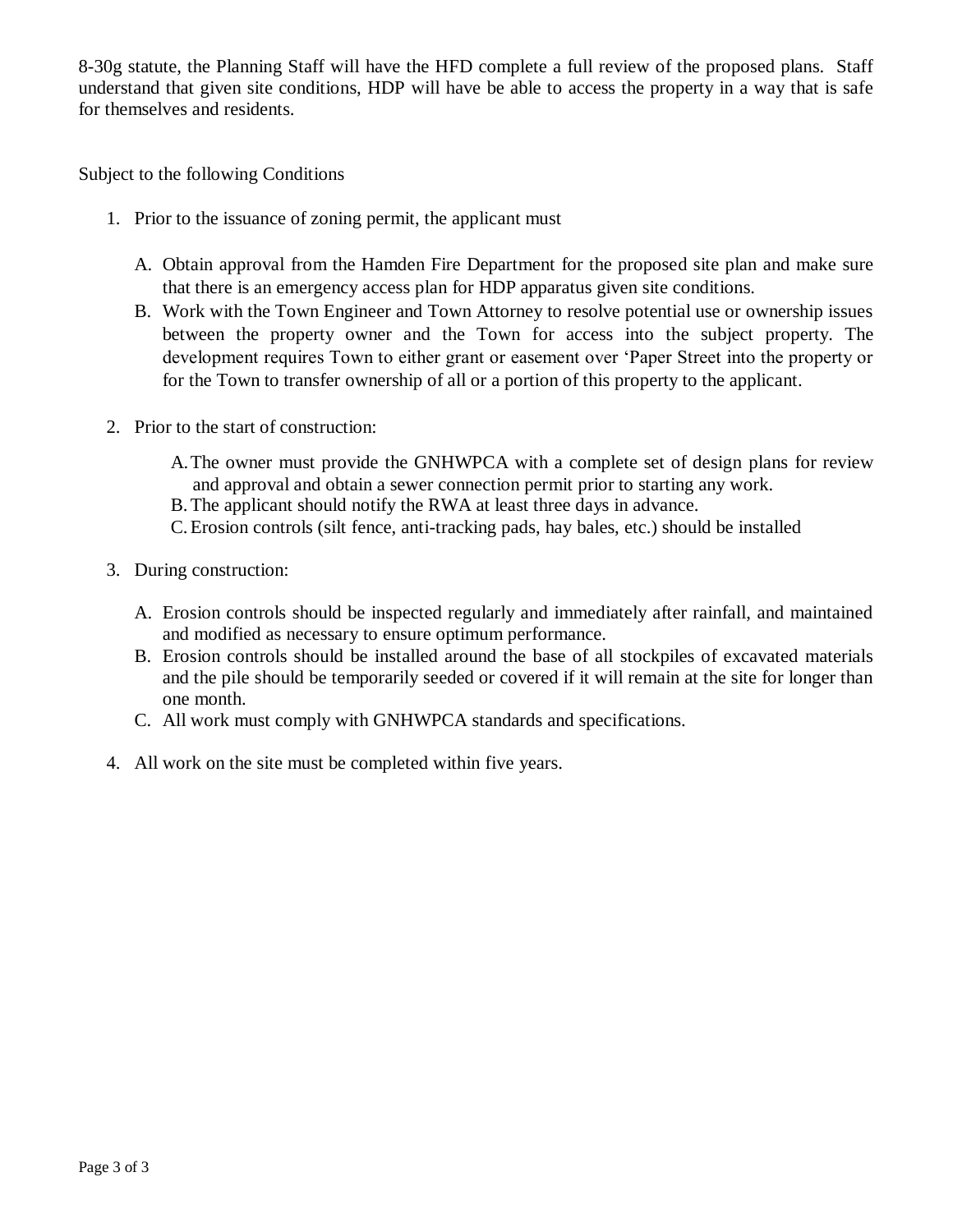8-30g statute, the Planning Staff will have the HFD complete a full review of the proposed plans. Staff understand that given site conditions, HDP will have be able to access the property in a way that is safe for themselves and residents.

Subject to the following Conditions

1. Prior to the issuance of zoning permit, the applicant must

   A. Obtain approval from the Hamden Fire Department for the proposed site plan and make sure that there is an emergency access plan for HDP apparatus given site conditions.
   B. Work with the Town Engineer and Town Attorney to resolve potential use or ownership issues between the property owner and the Town for access into the subject property. The development requires Town to either grant or easement over 'Paper Street into the property or for the Town to transfer ownership of all or a portion of this property to the applicant.

2. Prior to the start of construction:

   A. The owner must provide the GNHWPCA with a complete set of design plans for review and approval and obtain a sewer connection permit prior to starting any work.
   B. The applicant should notify the RWA at least three days in advance.
   C. Erosion controls (silt fence, anti-tracking pads, hay bales, etc.) should be installed

3. During construction:

   A. Erosion controls should be inspected regularly and immediately after rainfall, and maintained and modified as necessary to ensure optimum performance.
   B. Erosion controls should be installed around the base of all stockpiles of excavated materials and the pile should be temporarily seeded or covered if it will remain at the site for longer than one month.
   C. All work must comply with GNHWPCA standards and specifications.

4. All work on the site must be completed within five years.